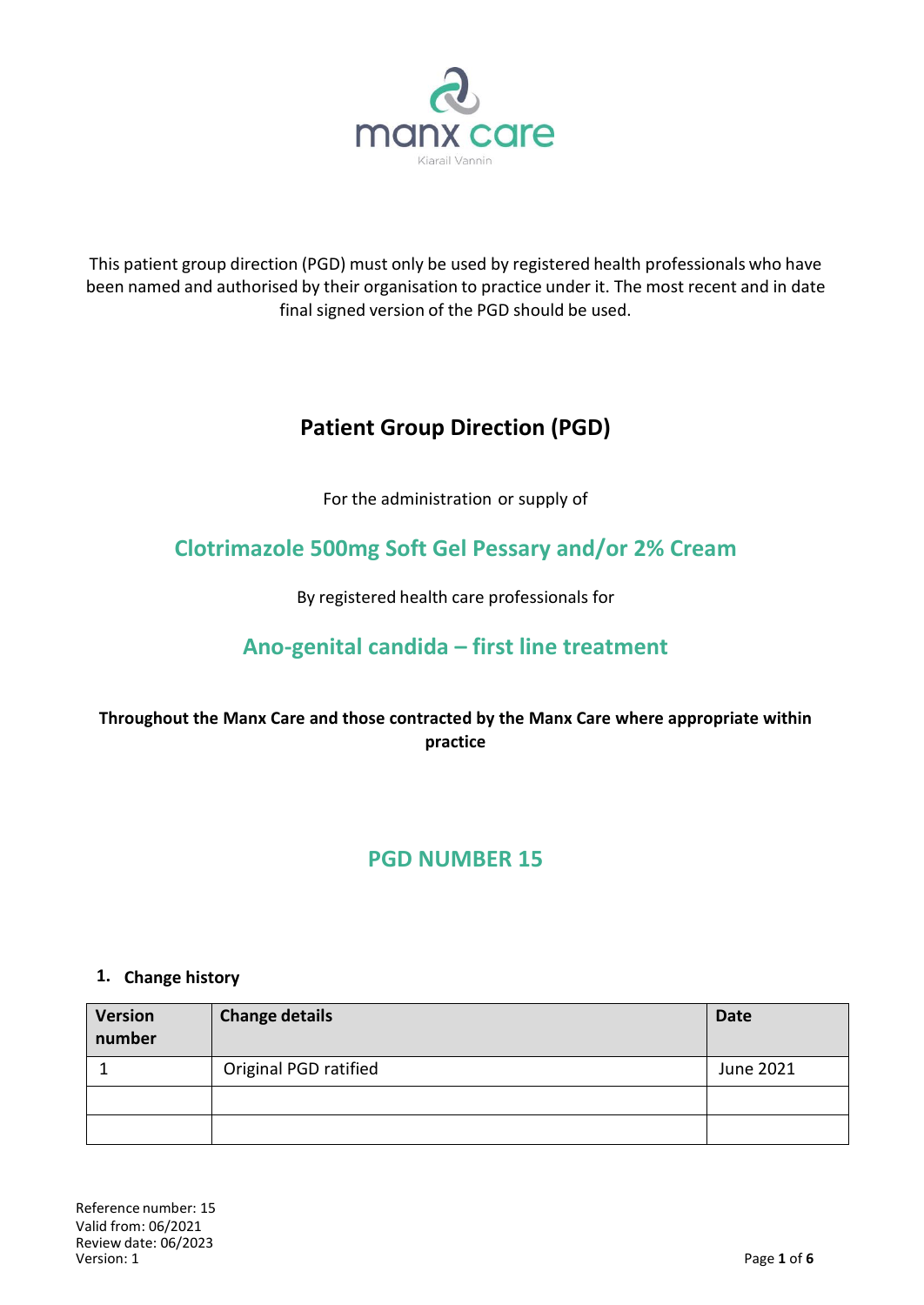manx care

Kiarail Vannin

This patient group direction (PGD) must only be used by registered health professionals who have been named and authorised by their organisation to practice under it. The most recent and in date final signed version of the PGD should be used.

# Patient Group Direction (PGD)

For the administration or supply of

## Clotrimazole 500mg Soft Gel Pessary and/or 2% Cream

By registered health care professionals for

## Ano-genital candida – first line treatment

**Throughout the Manx Care and those contracted by the Manx Care where appropriate within practice**

## PGD NUMBER 15

### 1. Change history

| Version number | Change details | Date |
|---|---|---|
| 1 | Original PGD ratified | June 2021 |
| | | |
| | | |

Reference number: 15
Valid from: 06/2021
Review date: 06/2023
Version: 1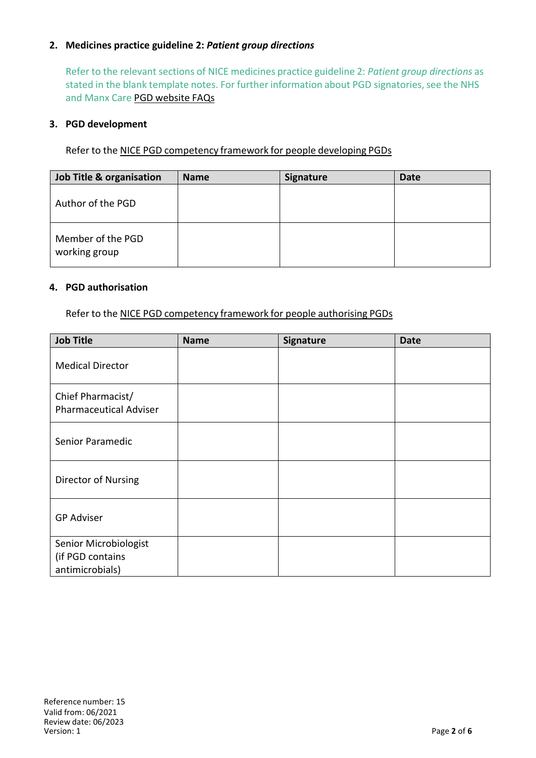## 2. Medicines practice guideline 2: *Patient group directions*

Refer to the relevant sections of NICE medicines practice guideline 2: *Patient group directions* as stated in the blank template notes. For further information about PGD signatories, see the NHS and Manx Care PGD website FAQs

## 3. PGD development

Refer to the NICE PGD competency framework for people developing PGDs

| Job Title & organisation | Name | Signature | Date |
|---|---|---|---|
| Author of the PGD | | | |
| Member of the PGD working group | | | |

## 4. PGD authorisation

Refer to the NICE PGD competency framework for people authorising PGDs

| Job Title | Name | Signature | Date |
|---|---|---|---|
| Medical Director | | | |
| Chief Pharmacist/ Pharmaceutical Adviser | | | |
| Senior Paramedic | | | |
| Director of Nursing | | | |
| GP Adviser | | | |
| Senior Microbiologist (if PGD contains antimicrobials) | | | |

Reference number: 15
Valid from: 06/2021
Review date: 06/2023
Version: 1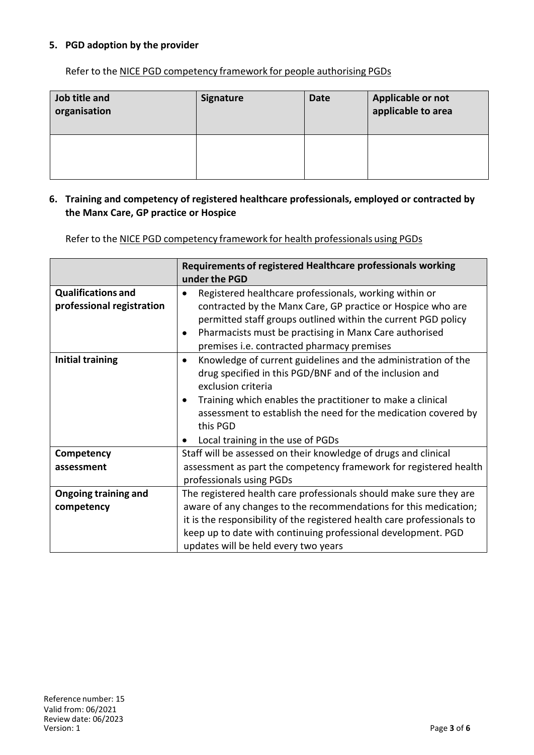## 5. PGD adoption by the provider

Refer to the NICE PGD competency framework for people authorising PGDs

| Job title and organisation | Signature | Date | Applicable or not applicable to area |
|---|---|---|---|
| | | | |

## 6. Training and competency of registered healthcare professionals, employed or contracted by the Manx Care, GP practice or Hospice

Refer to the NICE PGD competency framework for health professionals using PGDs

| | Requirements of registered Healthcare professionals working under the PGD |
|---|---|
| **Qualifications and professional registration** | • Registered healthcare professionals, working within or contracted by the Manx Care, GP practice or Hospice who are permitted staff groups outlined within the current PGD policy<br>• Pharmacists must be practising in Manx Care authorised premises i.e. contracted pharmacy premises |
| **Initial training** | • Knowledge of current guidelines and the administration of the drug specified in this PGD/BNF and of the inclusion and exclusion criteria<br>• Training which enables the practitioner to make a clinical assessment to establish the need for the medication covered by this PGD<br>• Local training in the use of PGDs |
| **Competency assessment** | Staff will be assessed on their knowledge of drugs and clinical assessment as part the competency framework for registered health professionals using PGDs |
| **Ongoing training and competency** | The registered health care professionals should make sure they are aware of any changes to the recommendations for this medication; it is the responsibility of the registered health care professionals to keep up to date with continuing professional development. PGD updates will be held every two years |

Reference number: 15
Valid from: 06/2021
Review date: 06/2023
Version: 1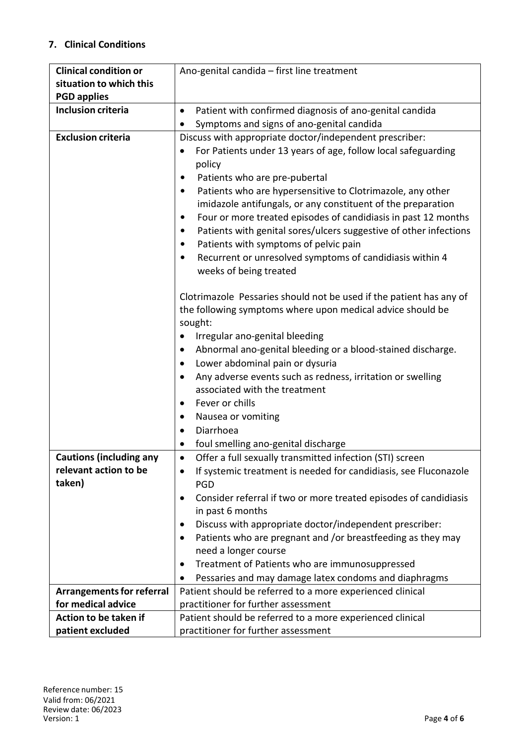## 7. Clinical Conditions

| | |
|---|---|
| **Clinical condition or situation to which this PGD applies** | Ano-genital candida – first line treatment |
| **Inclusion criteria** | • Patient with confirmed diagnosis of ano-genital candida<br>• Symptoms and signs of ano-genital candida |
| **Exclusion criteria** | Discuss with appropriate doctor/independent prescriber:<br>• For Patients under 13 years of age, follow local safeguarding policy<br>• Patients who are pre-pubertal<br>• Patients who are hypersensitive to Clotrimazole, any other imidazole antifungals, or any constituent of the preparation<br>• Four or more treated episodes of candidiasis in past 12 months<br>• Patients with genital sores/ulcers suggestive of other infections<br>• Patients with symptoms of pelvic pain<br>• Recurrent or unresolved symptoms of candidiasis within 4 weeks of being treated<br><br>Clotrimazole Pessaries should not be used if the patient has any of the following symptoms where upon medical advice should be sought:<br>• Irregular ano-genital bleeding<br>• Abnormal ano-genital bleeding or a blood-stained discharge.<br>• Lower abdominal pain or dysuria<br>• Any adverse events such as redness, irritation or swelling associated with the treatment<br>• Fever or chills<br>• Nausea or vomiting<br>• Diarrhoea<br>• foul smelling ano-genital discharge |
| **Cautions (including any relevant action to be taken)** | • Offer a full sexually transmitted infection (STI) screen<br>• If systemic treatment is needed for candidiasis, see Fluconazole PGD<br>• Consider referral if two or more treated episodes of candidiasis in past 6 months<br>• Discuss with appropriate doctor/independent prescriber:<br>• Patients who are pregnant and /or breastfeeding as they may need a longer course<br>• Treatment of Patients who are immunosuppressed<br>• Pessaries and may damage latex condoms and diaphragms |
| **Arrangements for referral for medical advice** | Patient should be referred to a more experienced clinical practitioner for further assessment |
| **Action to be taken if patient excluded** | Patient should be referred to a more experienced clinical practitioner for further assessment |

Reference number: 15
Valid from: 06/2021
Review date: 06/2023
Version: 1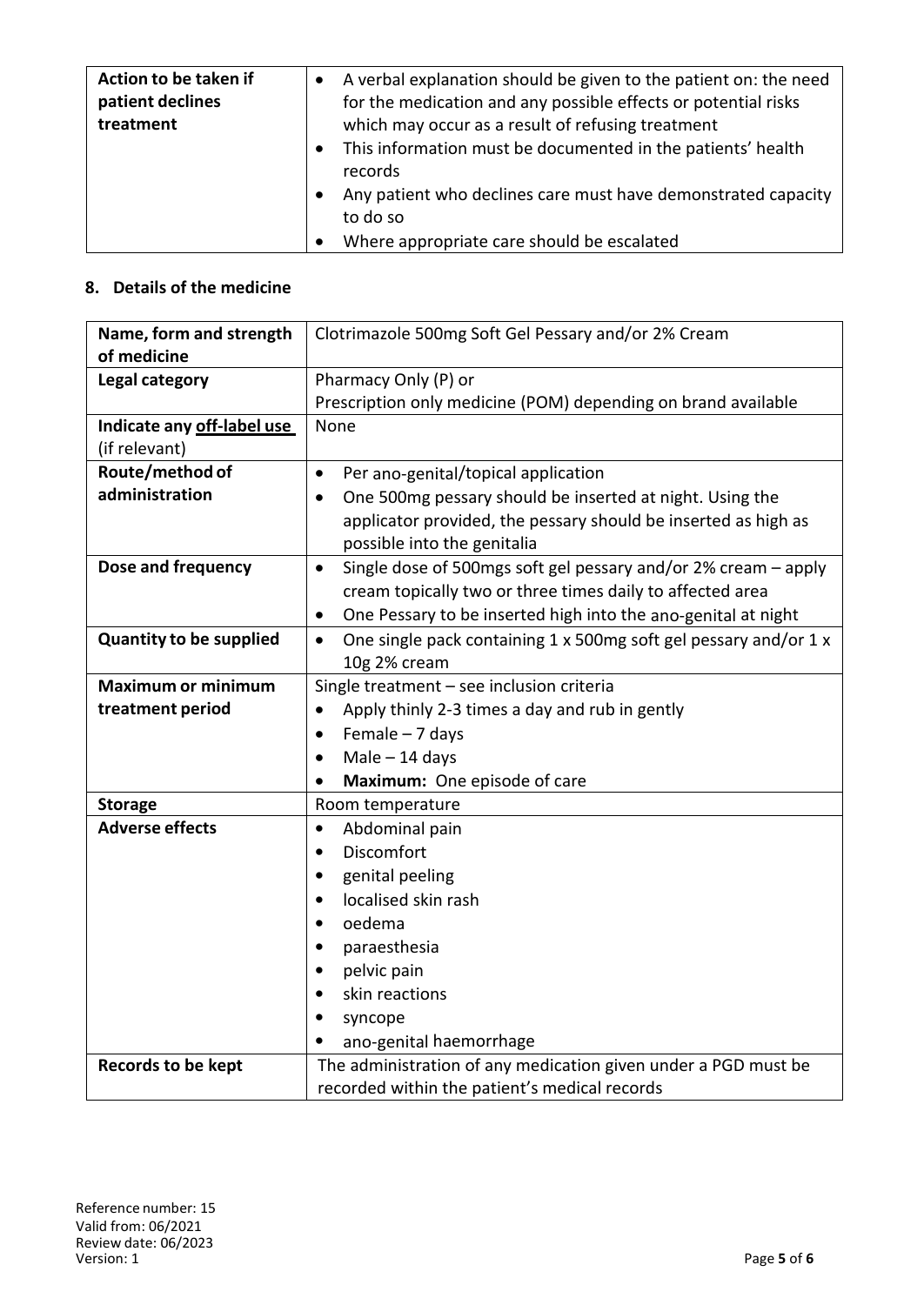| Action to be taken if patient declines treatment | • A verbal explanation should be given to the patient on: the need for the medication and any possible effects or potential risks which may occur as a result of refusing treatment<br>• This information must be documented in the patients' health records<br>• Any patient who declines care must have demonstrated capacity to do so<br>• Where appropriate care should be escalated |
|---|---|

## 8. Details of the medicine

| Name, form and strength of medicine | Clotrimazole 500mg Soft Gel Pessary and/or 2% Cream |
|---|---|
| **Legal category** | Pharmacy Only (P) or<br>Prescription only medicine (POM) depending on brand available |
| **Indicate any off-label use** (if relevant) | None |
| **Route/method of administration** | • Per ano-genital/topical application<br>• One 500mg pessary should be inserted at night. Using the applicator provided, the pessary should be inserted as high as possible into the genitalia |
| **Dose and frequency** | • Single dose of 500mgs soft gel pessary and/or 2% cream – apply cream topically two or three times daily to affected area<br>• One Pessary to be inserted high into the ano-genital at night |
| **Quantity to be supplied** | • One single pack containing 1 x 500mg soft gel pessary and/or 1 x 10g 2% cream |
| **Maximum or minimum treatment period** | Single treatment – see inclusion criteria<br>• Apply thinly 2-3 times a day and rub in gently<br>• Female – 7 days<br>• Male – 14 days<br>• **Maximum:** One episode of care |
| **Storage** | Room temperature |
| **Adverse effects** | • Abdominal pain<br>• Discomfort<br>• genital peeling<br>• localised skin rash<br>• oedema<br>• paraesthesia<br>• pelvic pain<br>• skin reactions<br>• syncope<br>• ano-genital haemorrhage |
| **Records to be kept** | The administration of any medication given under a PGD must be recorded within the patient's medical records |

Reference number: 15
Valid from: 06/2021
Review date: 06/2023
Version: 1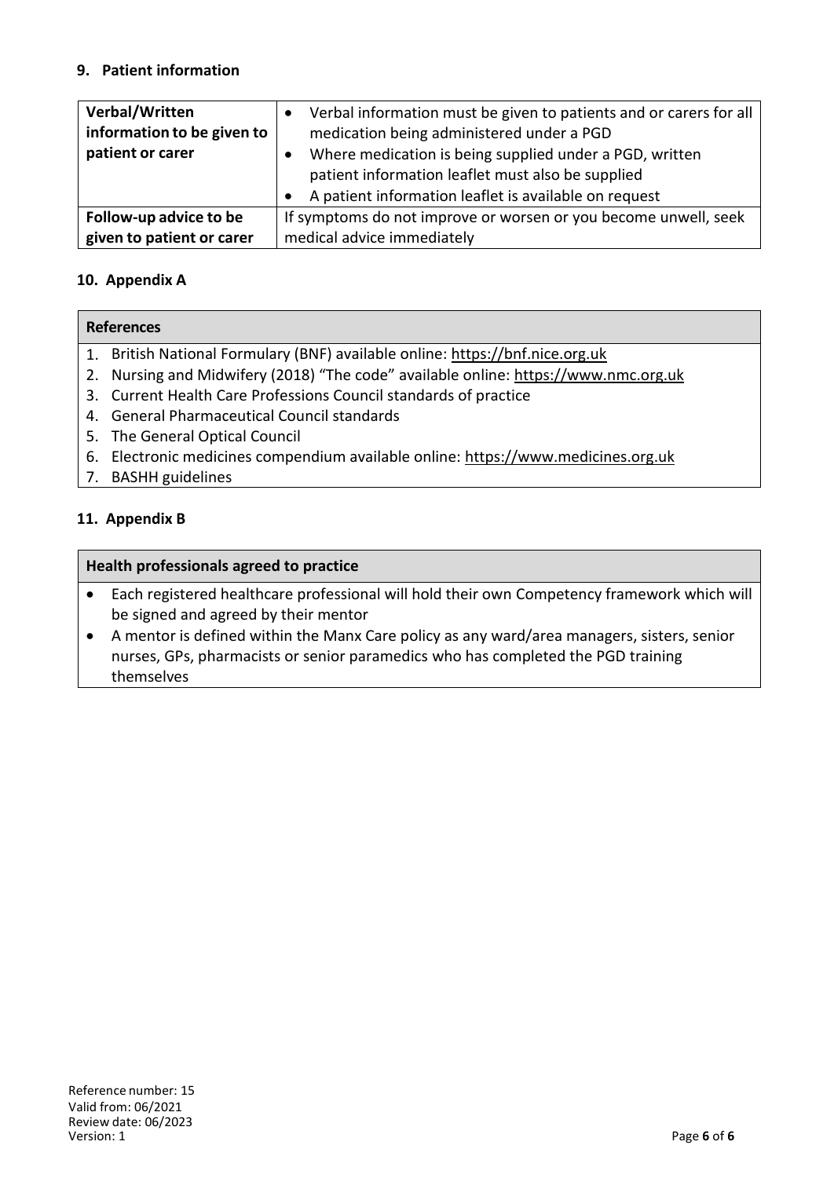## 9. Patient information

| | |
|---|---|
| **Verbal/Written information to be given to patient or carer** | • Verbal information must be given to patients and or carers for all medication being administered under a PGD<br>• Where medication is being supplied under a PGD, written patient information leaflet must also be supplied<br>• A patient information leaflet is available on request |
| **Follow-up advice to be given to patient or carer** | If symptoms do not improve or worsen or you become unwell, seek medical advice immediately |

## 10. Appendix A

| **References** |
|---|
| 1. British National Formulary (BNF) available online: https://bnf.nice.org.uk<br>2. Nursing and Midwifery (2018) "The code" available online: https://www.nmc.org.uk<br>3. Current Health Care Professions Council standards of practice<br>4. General Pharmaceutical Council standards<br>5. The General Optical Council<br>6. Electronic medicines compendium available online: https://www.medicines.org.uk<br>7. BASHH guidelines |

## 11. Appendix B

| **Health professionals agreed to practice** |
|---|
| • Each registered healthcare professional will hold their own Competency framework which will be signed and agreed by their mentor<br>• A mentor is defined within the Manx Care policy as any ward/area managers, sisters, senior nurses, GPs, pharmacists or senior paramedics who has completed the PGD training themselves |

Reference number: 15
Valid from: 06/2021
Review date: 06/2023
Version: 1